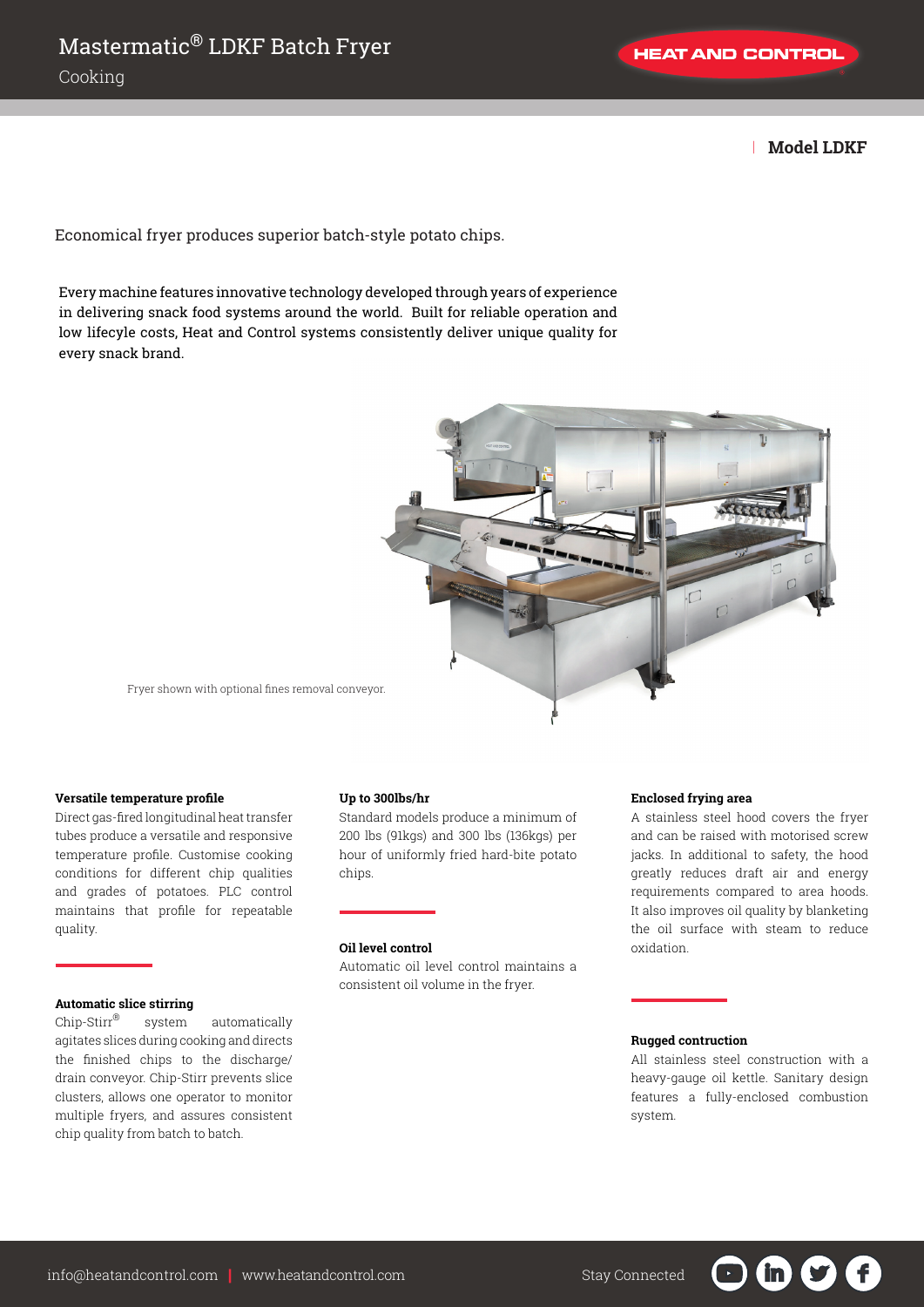# Mastermatic® LDKF Batch Fryer

Cooking

HEAT AND CONTROL

**Model LDKF**

Economical fryer produces superior batch-style potato chips.

Every machine features innovative technology developed through years of experience in delivering snack food systems around the world. Built for reliable operation and low lifecyle costs, Heat and Control systems consistently deliver unique quality for every snack brand.

Fryer shown with optional fines removal conveyor.

**Versatile temperature profile**

Direct gas-fired longitudinal heat transfer tubes produce a versatile and responsive temperature profile. Customise cooking conditions for different chip qualities and grades of potatoes. PLC control maintains that profile for repeatable quality.

**Automatic slice stirring**

Chip-Stirr® system automatically agitates slices during cooking and directs the finished chips to the discharge/ drain conveyor. Chip-Stirr prevents slice clusters, allows one operator to monitor multiple fryers, and assures consistent chip quality from batch to batch.

**Up to 300lbs/hr**

Standard models produce a minimum of 200 lbs (91kgs) and 300 lbs (136kgs) per hour of uniformly fried hard-bite potato chips.

**Oil level control**

Automatic oil level control maintains a consistent oil volume in the fryer.

**Enclosed frying area**

A stainless steel hood covers the fryer and can be raised with motorised screw jacks. In additional to safety, the hood greatly reduces draft air and energy requirements compared to area hoods. It also improves oil quality by blanketing the oil surface with steam to reduce oxidation.

**Rugged contruction**

All stainless steel construction with a heavy-gauge oil kettle. Sanitary design features a fully-enclosed combustion system.

info@heatandcontrol.com | www.heatandcontrol.com

Stay Connected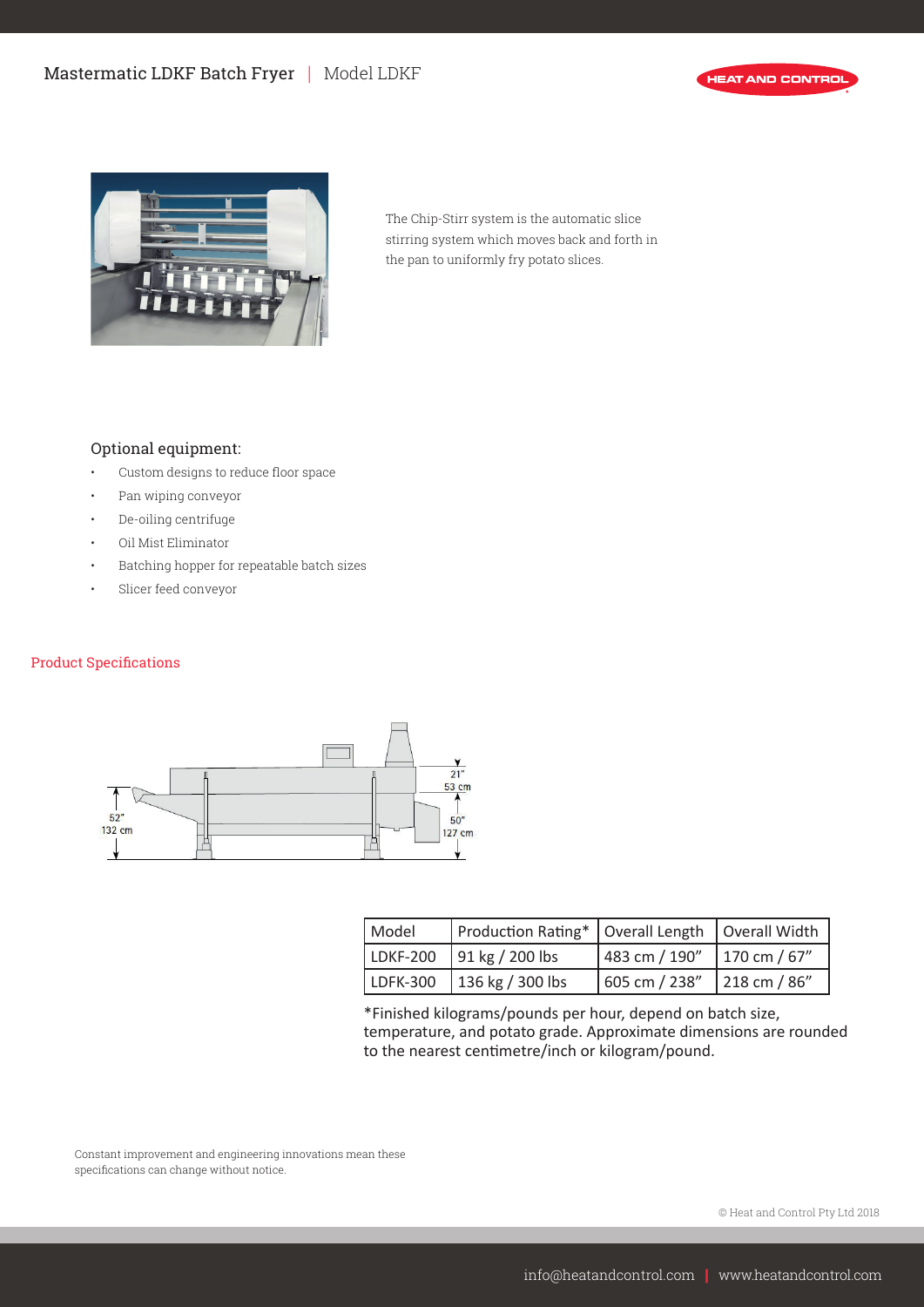The Chip-Stirr system is the automatic slice stirring system which moves back and forth in the pan to uniformly fry potato slices.

## Optional equipment:

- Custom designs to reduce floor space
- Pan wiping conveyor
- De-oiling centrifuge
- Oil Mist Eliminator
- Batching hopper for repeatable batch sizes
- Slicer feed conveyor

## Product Specifications

52"
132 cm

21"
53 cm

50"
127 cm

| Model | Production Rating* | Overall Length | Overall Width |
| --- | --- | --- | --- |
| LDKF-200 | 91 kg / 200 lbs | 483 cm / 190" | 170 cm / 67" |
| LDFK-300 | 136 kg / 300 lbs | 605 cm / 238" | 218 cm / 86" |

*Finished kilograms/pounds per hour, depend on batch size, temperature, and potato grade. Approximate dimensions are rounded to the nearest centimetre/inch or kilogram/pound.

Constant improvement and engineering innovations mean these specifications can change without notice.

© Heat and Control Pty Ltd 2018